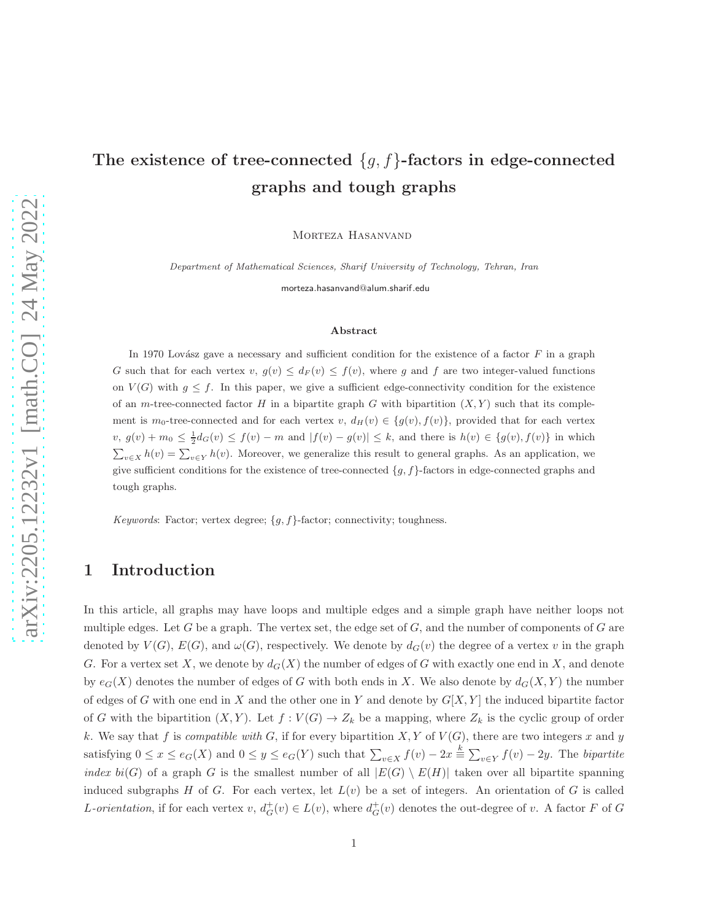# The existence of tree-connected $\{g, f\}$-factors in edge-connected graphs and tough graphs

Morteza Hasanvand

*Department of Mathematical Sciences, Sharif University of Technology, Tehran, Iran*

morteza.hasanvand@alum.sharif.edu

### Abstract

In 1970 Lovász gave a necessary and sufficient condition for the existence of a factor $F$ in a graph $G$ such that for each vertex $v$, $g(v) \le d_F(v) \le f(v)$, where $g$ and $f$ are two integer-valued functions on $V(G)$ with $g \le f$. In this paper, we give a sufficient edge-connectivity condition for the existence of an $m$-tree-connected factor $H$ in a bipartite graph $G$ with bipartition $(X, Y)$ such that its complement is $m_0$-tree-connected and for each vertex $v$, $d_H(v) \in \{g(v), f(v)\}$, provided that for each vertex $v$, $g(v) + m_0 \le \frac{1}{2}d_G(v) \le f(v) - m$ and $|f(v) - g(v)| \le k$, and there is $h(v) \in \{g(v), f(v)\}$ in which $\sum_{v\in X} h(v) = \sum_{v\in Y} h(v)$. Moreover, we generalize this result to general graphs. As an application, we give sufficient conditions for the existence of tree-connected $\{g, f\}$-factors in edge-connected graphs and tough graphs.

*Keywords*: Factor; vertex degree; $\{g, f\}$-factor; connectivity; toughness.

## 1 Introduction

In this article, all graphs may have loops and multiple edges and a simple graph have neither loops not multiple edges. Let $G$ be a graph. The vertex set, the edge set of $G$, and the number of components of $G$ are denoted by $V(G)$, $E(G)$, and $\omega(G)$, respectively. We denote by $d_G(v)$ the degree of a vertex $v$ in the graph $G$. For a vertex set $X$, we denote by $d_G(X)$ the number of edges of $G$ with exactly one end in $X$, and denote by $e_G(X)$ denotes the number of edges of $G$ with both ends in $X$. We also denote by $d_G(X, Y)$ the number of edges of $G$ with one end in $X$ and the other one in $Y$ and denote by $G[X, Y]$ the induced bipartite factor of $G$ with the bipartition $(X, Y)$. Let $f : V(G) \to Z_k$ be a mapping, where $Z_k$ is the cyclic group of order $k$. We say that $f$ is *compatible with* $G$, if for every bipartition $X, Y$ of $V(G)$, there are two integers $x$ and $y$ satisfying $0 \le x \le e_G(X)$ and $0 \le y \le e_G(Y)$ such that $\sum_{v\in X} f(v) - 2x \stackrel{k}{\equiv} \sum_{v\in Y} f(v) - 2y$. The *bipartite index* $bi(G)$ of a graph $G$ is the smallest number of all $|E(G) \setminus E(H)|$ taken over all bipartite spanning induced subgraphs $H$ of $G$. For each vertex, let $L(v)$ be a set of integers. An orientation of $G$ is called *$L$-orientation*, if for each vertex $v$, $d^+_G(v) \in L(v)$, where $d^+_G(v)$ denotes the out-degree of $v$. A factor $F$ of $G$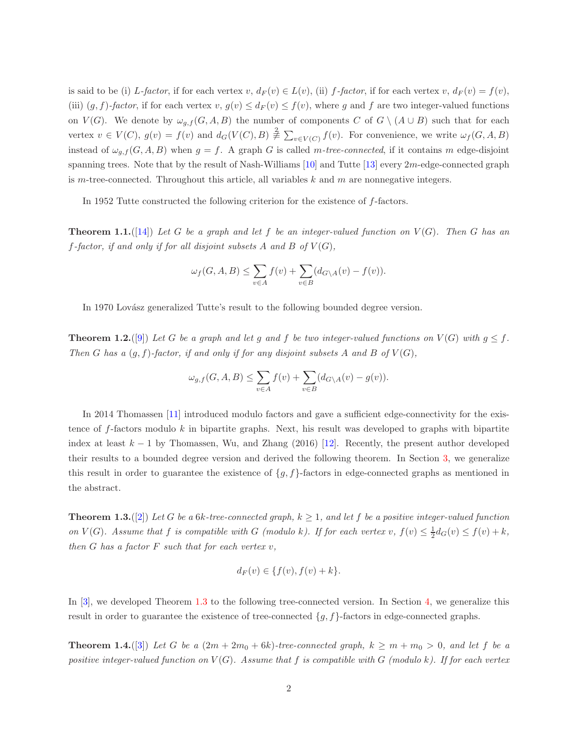is said to be (i) *L-factor*, if for each vertex $v$, $d_F(v) \in L(v)$, (ii) *f-factor*, if for each vertex $v$, $d_F(v) = f(v)$, (iii) *$(g,f)$-factor*, if for each vertex $v$, $g(v) \le d_F(v) \le f(v)$, where $g$ and $f$ are two integer-valued functions on $V(G)$. We denote by $\omega_{g,f}(G, A, B)$ the number of components $C$ of $G \setminus (A \cup B)$ such that for each vertex $v \in V(C)$, $g(v) = f(v)$ and $d_G(V(C), B) \stackrel{2}{\not\equiv} \sum_{v\in V(C)} f(v)$. For convenience, we write $\omega_f(G, A, B)$ instead of $\omega_{g,f}(G, A, B)$ when $g = f$. A graph $G$ is called *$m$-tree-connected*, if it contains $m$ edge-disjoint spanning trees. Note that by the result of Nash-Williams [10] and Tutte [13] every $2m$-edge-connected graph is $m$-tree-connected. Throughout this article, all variables $k$ and $m$ are nonnegative integers.

In 1952 Tutte constructed the following criterion for the existence of $f$-factors.

**Theorem 1.1.**([14]) *Let $G$ be a graph and let $f$ be an integer-valued function on $V(G)$. Then $G$ has an $f$-factor, if and only if for all disjoint subsets $A$ and $B$ of $V(G)$,*

$$\omega_f(G, A, B) \le \sum_{v\in A} f(v) + \sum_{v\in B} (d_{G\setminus A}(v) - f(v)).$$

In 1970 Lovász generalized Tutte's result to the following bounded degree version.

**Theorem 1.2.**([9]) *Let $G$ be a graph and let $g$ and $f$ be two integer-valued functions on $V(G)$ with $g \le f$. Then $G$ has a $(g,f)$-factor, if and only if for any disjoint subsets $A$ and $B$ of $V(G)$,*

$$\omega_{g,f}(G, A, B) \le \sum_{v\in A} f(v) + \sum_{v\in B} (d_{G\setminus A}(v) - g(v)).$$

In 2014 Thomassen [11] introduced modulo factors and gave a sufficient edge-connectivity for the existence of $f$-factors modulo $k$ in bipartite graphs. Next, his result was developed to graphs with bipartite index at least $k-1$ by Thomassen, Wu, and Zhang (2016) [12]. Recently, the present author developed their results to a bounded degree version and derived the following theorem. In Section 3, we generalize this result in order to guarantee the existence of $\{g,f\}$-factors in edge-connected graphs as mentioned in the abstract.

**Theorem 1.3.**([2]) *Let $G$ be a $6k$-tree-connected graph, $k \ge 1$, and let $f$ be a positive integer-valued function on $V(G)$. Assume that $f$ is compatible with $G$ (modulo $k$). If for each vertex $v$, $f(v) \le \frac{1}{2}d_G(v) \le f(v) + k$, then $G$ has a factor $F$ such that for each vertex $v$,*

$$d_F(v) \in \{f(v), f(v) + k\}.$$

In [3], we developed Theorem 1.3 to the following tree-connected version. In Section 4, we generalize this result in order to guarantee the existence of tree-connected $\{g,f\}$-factors in edge-connected graphs.

**Theorem 1.4.**([3]) *Let $G$ be a $(2m + 2m_0 + 6k)$-tree-connected graph, $k \ge m + m_0 > 0$, and let $f$ be a positive integer-valued function on $V(G)$. Assume that $f$ is compatible with $G$ (modulo $k$). If for each vertex*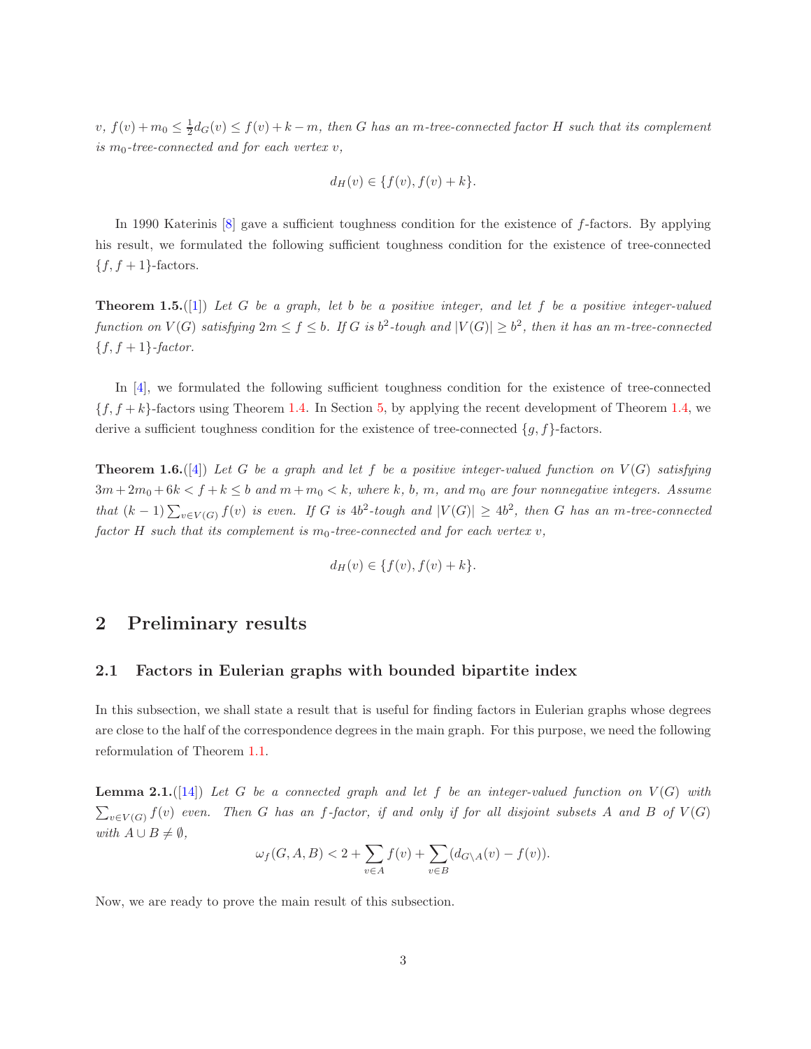*$v$, $f(v)+m_0 \le \frac{1}{2}d_G(v) \le f(v)+k-m$, then $G$ has an $m$-tree-connected factor $H$ such that its complement is $m_0$-tree-connected and for each vertex $v$,*

$$d_H(v) \in \{f(v), f(v)+k\}.$$

In 1990 Katerinis [8] gave a sufficient toughness condition for the existence of $f$-factors. By applying his result, we formulated the following sufficient toughness condition for the existence of tree-connected $\{f, f+1\}$-factors.

**Theorem 1.5.**([1]) *Let $G$ be a graph, let $b$ be a positive integer, and let $f$ be a positive integer-valued function on $V(G)$ satisfying $2m \le f \le b$. If $G$ is $b^2$-tough and $|V(G)| \ge b^2$, then it has an $m$-tree-connected $\{f, f+1\}$-factor.*

In [4], we formulated the following sufficient toughness condition for the existence of tree-connected $\{f, f+k\}$-factors using Theorem 1.4. In Section 5, by applying the recent development of Theorem 1.4, we derive a sufficient toughness condition for the existence of tree-connected $\{g, f\}$-factors.

**Theorem 1.6.**([4]) *Let $G$ be a graph and let $f$ be a positive integer-valued function on $V(G)$ satisfying $3m+2m_0+6k < f+k \le b$ and $m+m_0 < k$, where $k$, $b$, $m$, and $m_0$ are four nonnegative integers. Assume that $(k-1)\sum_{v\in V(G)} f(v)$ is even. If $G$ is $4b^2$-tough and $|V(G)| \ge 4b^2$, then $G$ has an $m$-tree-connected factor $H$ such that its complement is $m_0$-tree-connected and for each vertex $v$,*

$$d_H(v) \in \{f(v), f(v)+k\}.$$

## 2 Preliminary results

### 2.1 Factors in Eulerian graphs with bounded bipartite index

In this subsection, we shall state a result that is useful for finding factors in Eulerian graphs whose degrees are close to the half of the correspondence degrees in the main graph. For this purpose, we need the following reformulation of Theorem 1.1.

**Lemma 2.1.**([14]) *Let $G$ be a connected graph and let $f$ be an integer-valued function on $V(G)$ with $\sum_{v\in V(G)} f(v)$ even. Then $G$ has an $f$-factor, if and only if for all disjoint subsets $A$ and $B$ of $V(G)$ with $A \cup B \neq \emptyset$,*

$$\omega_f(G, A, B) < 2 + \sum_{v\in A} f(v) + \sum_{v\in B}(d_{G\setminus A}(v) - f(v)).$$

Now, we are ready to prove the main result of this subsection.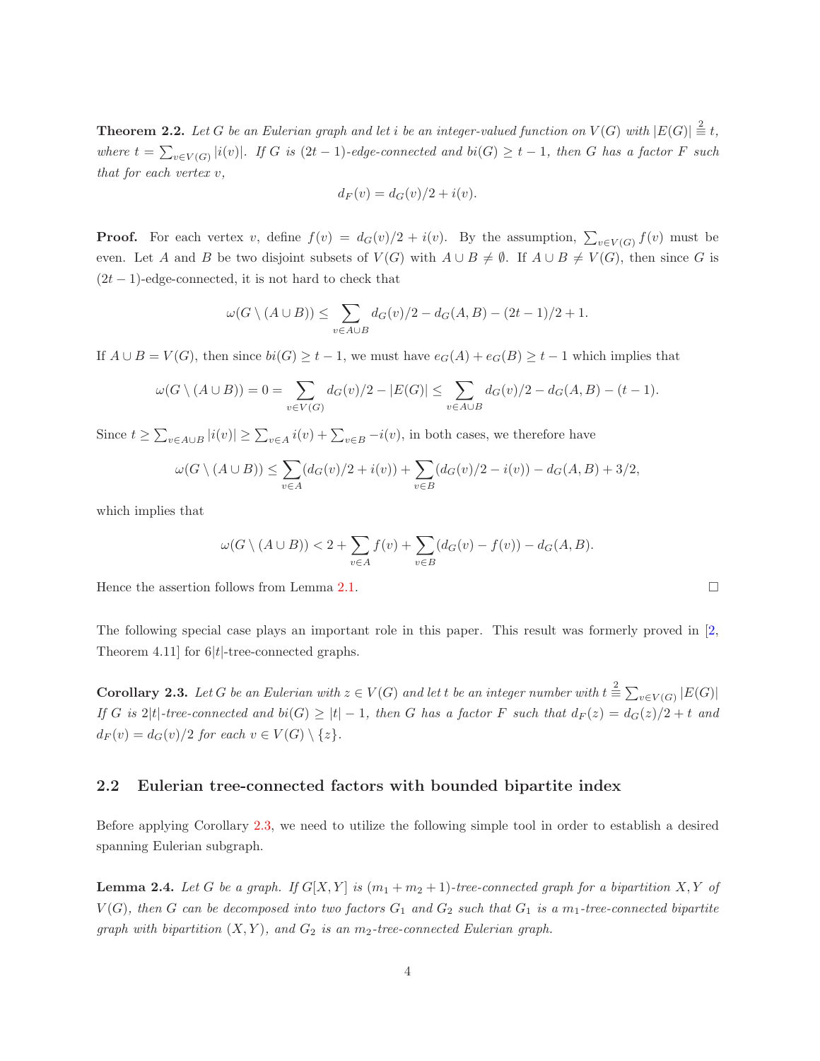**Theorem 2.2.** *Let $G$ be an Eulerian graph and let $i$ be an integer-valued function on $V(G)$ with $|E(G)| \stackrel{2}{\equiv} t$, where $t = \sum_{v\in V(G)} |i(v)|$. If $G$ is $(2t-1)$-edge-connected and $bi(G) \geq t-1$, then $G$ has a factor $F$ such that for each vertex $v$,*

$$d_F(v) = d_G(v)/2 + i(v).$$

**Proof.** For each vertex $v$, define $f(v) = d_G(v)/2 + i(v)$. By the assumption, $\sum_{v\in V(G)} f(v)$ must be even. Let $A$ and $B$ be two disjoint subsets of $V(G)$ with $A \cup B \neq \emptyset$. If $A \cup B \neq V(G)$, then since $G$ is $(2t-1)$-edge-connected, it is not hard to check that

$$\omega(G \setminus (A \cup B)) \leq \sum_{v\in A\cup B} d_G(v)/2 - d_G(A, B) - (2t-1)/2 + 1.$$

If $A \cup B = V(G)$, then since $bi(G) \geq t-1$, we must have $e_G(A) + e_G(B) \geq t-1$ which implies that

$$\omega(G \setminus (A \cup B)) = 0 = \sum_{v\in V(G)} d_G(v)/2 - |E(G)| \leq \sum_{v\in A\cup B} d_G(v)/2 - d_G(A, B) - (t-1).$$

Since $t \geq \sum_{v\in A\cup B} |i(v)| \geq \sum_{v\in A} i(v) + \sum_{v\in B} -i(v)$, in both cases, we therefore have

$$\omega(G \setminus (A \cup B)) \leq \sum_{v\in A}(d_G(v)/2 + i(v)) + \sum_{v\in B}(d_G(v)/2 - i(v)) - d_G(A, B) + 3/2,$$

which implies that

$$\omega(G \setminus (A \cup B)) < 2 + \sum_{v\in A} f(v) + \sum_{v\in B}(d_G(v) - f(v)) - d_G(A, B).$$

Hence the assertion follows from Lemma 2.1. □

The following special case plays an important role in this paper. This result was formerly proved in [2, Theorem 4.11] for $6|t|$-tree-connected graphs.

**Corollary 2.3.** *Let $G$ be an Eulerian with $z \in V(G)$ and let $t$ be an integer number with $t \stackrel{2}{\equiv} \sum_{v\in V(G)} |E(G)|$ If $G$ is $2|t|$-tree-connected and $bi(G) \geq |t| - 1$, then $G$ has a factor $F$ such that $d_F(z) = d_G(z)/2 + t$ and $d_F(v) = d_G(v)/2$ for each $v \in V(G) \setminus \{z\}$.*

## 2.2 Eulerian tree-connected factors with bounded bipartite index

Before applying Corollary 2.3, we need to utilize the following simple tool in order to establish a desired spanning Eulerian subgraph.

**Lemma 2.4.** *Let $G$ be a graph. If $G[X, Y]$ is $(m_1 + m_2 + 1)$-tree-connected graph for a bipartition $X, Y$ of $V(G)$, then $G$ can be decomposed into two factors $G_1$ and $G_2$ such that $G_1$ is a $m_1$-tree-connected bipartite graph with bipartition $(X, Y)$, and $G_2$ is an $m_2$-tree-connected Eulerian graph.*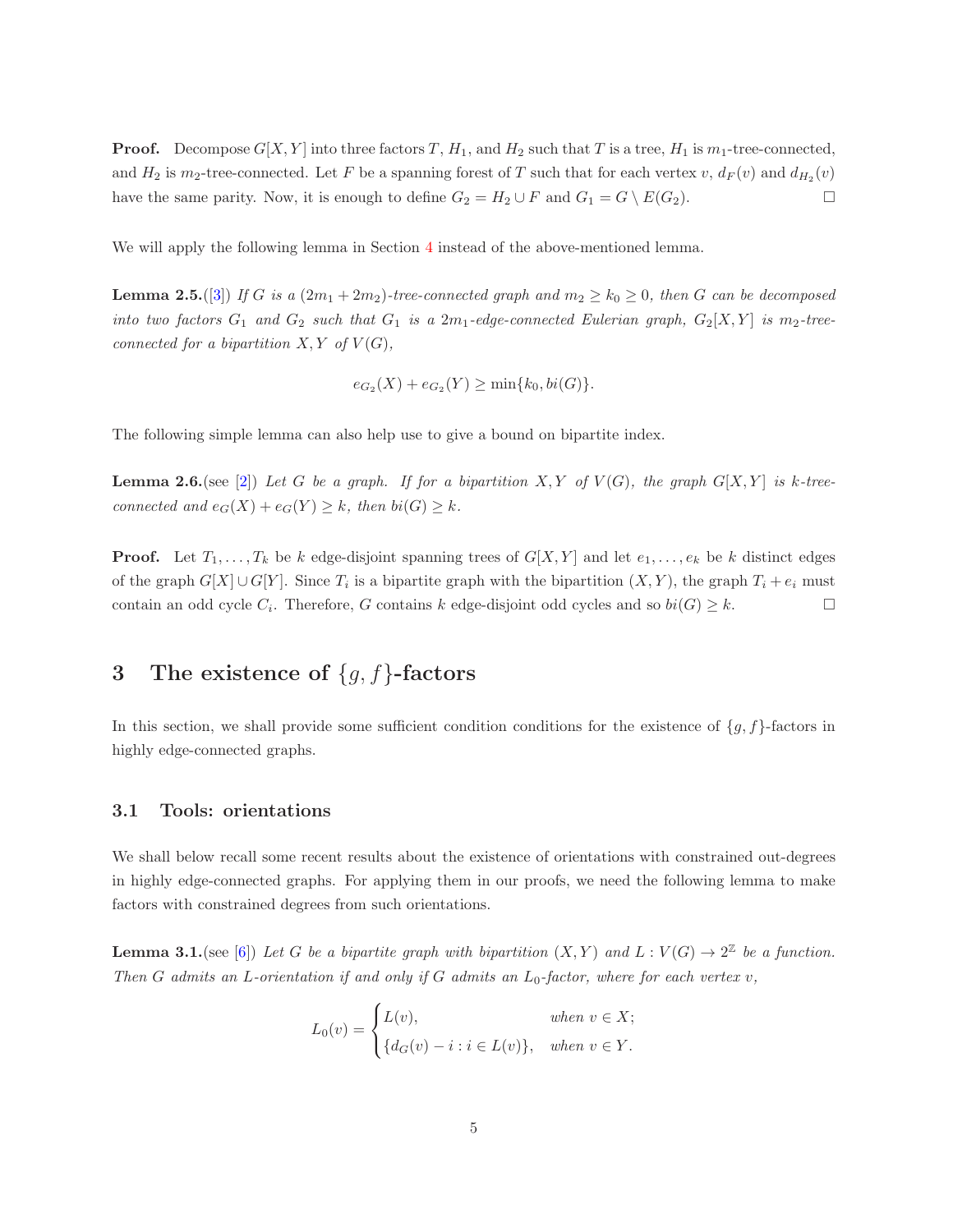**Proof.** Decompose $G[X,Y]$ into three factors $T$, $H_1$, and $H_2$ such that $T$ is a tree, $H_1$ is $m_1$-tree-connected, and $H_2$ is $m_2$-tree-connected. Let $F$ be a spanning forest of $T$ such that for each vertex $v$, $d_F(v)$ and $d_{H_2}(v)$ have the same parity. Now, it is enough to define $G_2 = H_2 \cup F$ and $G_1 = G \setminus E(G_2)$. □

We will apply the following lemma in Section 4 instead of the above-mentioned lemma.

**Lemma 2.5.**([3]) *If $G$ is a $(2m_1 + 2m_2)$-tree-connected graph and $m_2 \geq k_0 \geq 0$, then $G$ can be decomposed into two factors $G_1$ and $G_2$ such that $G_1$ is a $2m_1$-edge-connected Eulerian graph, $G_2[X,Y]$ is $m_2$-tree-connected for a bipartition $X,Y$ of $V(G)$,*

$$e_{G_2}(X) + e_{G_2}(Y) \geq \min\{k_0, bi(G)\}.$$

The following simple lemma can also help use to give a bound on bipartite index.

**Lemma 2.6.**(see [2]) *Let $G$ be a graph. If for a bipartition $X,Y$ of $V(G)$, the graph $G[X,Y]$ is $k$-tree-connected and $e_G(X) + e_G(Y) \geq k$, then $bi(G) \geq k$.*

**Proof.** Let $T_1, \ldots, T_k$ be $k$ edge-disjoint spanning trees of $G[X,Y]$ and let $e_1, \ldots, e_k$ be $k$ distinct edges of the graph $G[X] \cup G[Y]$. Since $T_i$ is a bipartite graph with the bipartition $(X,Y)$, the graph $T_i + e_i$ must contain an odd cycle $C_i$. Therefore, $G$ contains $k$ edge-disjoint odd cycles and so $bi(G) \geq k$. □

# 3 The existence of $\{g,f\}$-factors

In this section, we shall provide some sufficient condition conditions for the existence of $\{g,f\}$-factors in highly edge-connected graphs.

## 3.1 Tools: orientations

We shall below recall some recent results about the existence of orientations with constrained out-degrees in highly edge-connected graphs. For applying them in our proofs, we need the following lemma to make factors with constrained degrees from such orientations.

**Lemma 3.1.**(see [6]) *Let $G$ be a bipartite graph with bipartition $(X,Y)$ and $L : V(G) \to 2^{\mathbb{Z}}$ be a function. Then $G$ admits an $L$-orientation if and only if $G$ admits an $L_0$-factor, where for each vertex $v$,*

$$L_0(v) = \begin{cases} L(v), & \text{when } v \in X; \\ \{d_G(v) - i : i \in L(v)\}, & \text{when } v \in Y. \end{cases}$$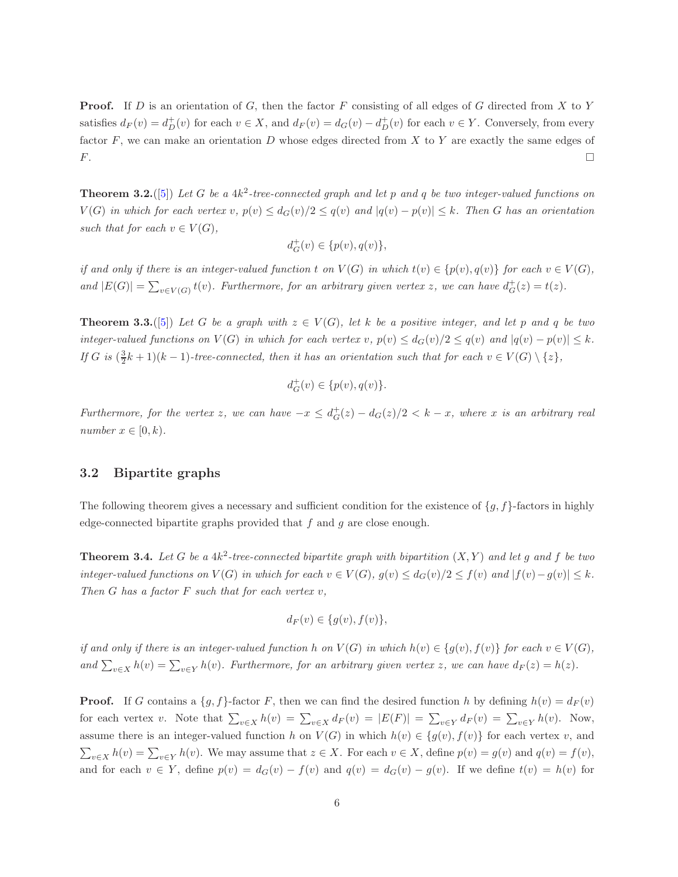**Proof.** If $D$ is an orientation of $G$, then the factor $F$ consisting of all edges of $G$ directed from $X$ to $Y$ satisfies $d_F(v) = d^+_D(v)$ for each $v \in X$, and $d_F(v) = d_G(v) - d^+_D(v)$ for each $v \in Y$. Conversely, from every factor $F$, we can make an orientation $D$ whose edges directed from $X$ to $Y$ are exactly the same edges of $F$. $\square$

**Theorem 3.2.**([5]) *Let $G$ be a $4k^2$-tree-connected graph and let $p$ and $q$ be two integer-valued functions on $V(G)$ in which for each vertex $v$, $p(v) \le d_G(v)/2 \le q(v)$ and $|q(v) - p(v)| \le k$. Then $G$ has an orientation such that for each $v \in V(G)$,*

$$d^+_G(v) \in \{p(v), q(v)\},$$

*if and only if there is an integer-valued function $t$ on $V(G)$ in which $t(v) \in \{p(v), q(v)\}$ for each $v \in V(G)$, and $|E(G)| = \sum_{v \in V(G)} t(v)$. Furthermore, for an arbitrary given vertex $z$, we can have $d^+_G(z) = t(z)$.*

**Theorem 3.3.**([5]) *Let $G$ be a graph with $z \in V(G)$, let $k$ be a positive integer, and let $p$ and $q$ be two integer-valued functions on $V(G)$ in which for each vertex $v$, $p(v) \le d_G(v)/2 \le q(v)$ and $|q(v) - p(v)| \le k$. If $G$ is $(\frac{3}{2}k + 1)(k - 1)$-tree-connected, then it has an orientation such that for each $v \in V(G) \setminus \{z\}$,*

$$d^+_G(v) \in \{p(v), q(v)\}.$$

*Furthermore, for the vertex $z$, we can have $-x \le d^+_G(z) - d_G(z)/2 < k - x$, where $x$ is an arbitrary real number $x \in [0, k)$.*

## 3.2 Bipartite graphs

The following theorem gives a necessary and sufficient condition for the existence of $\{g, f\}$-factors in highly edge-connected bipartite graphs provided that $f$ and $g$ are close enough.

**Theorem 3.4.** *Let $G$ be a $4k^2$-tree-connected bipartite graph with bipartition $(X, Y)$ and let $g$ and $f$ be two integer-valued functions on $V(G)$ in which for each $v \in V(G)$, $g(v) \le d_G(v)/2 \le f(v)$ and $|f(v) - g(v)| \le k$. Then $G$ has a factor $F$ such that for each vertex $v$,*

$$d_F(v) \in \{g(v), f(v)\},$$

*if and only if there is an integer-valued function $h$ on $V(G)$ in which $h(v) \in \{g(v), f(v)\}$ for each $v \in V(G)$, and $\sum_{v \in X} h(v) = \sum_{v \in Y} h(v)$. Furthermore, for an arbitrary given vertex $z$, we can have $d_F(z) = h(z)$.*

**Proof.** If $G$ contains a $\{g, f\}$-factor $F$, then we can find the desired function $h$ by defining $h(v) = d_F(v)$ for each vertex $v$. Note that $\sum_{v \in X} h(v) = \sum_{v \in X} d_F(v) = |E(F)| = \sum_{v \in Y} d_F(v) = \sum_{v \in Y} h(v)$. Now, assume there is an integer-valued function $h$ on $V(G)$ in which $h(v) \in \{g(v), f(v)\}$ for each vertex $v$, and $\sum_{v \in X} h(v) = \sum_{v \in Y} h(v)$. We may assume that $z \in X$. For each $v \in X$, define $p(v) = g(v)$ and $q(v) = f(v)$, and for each $v \in Y$, define $p(v) = d_G(v) - f(v)$ and $q(v) = d_G(v) - g(v)$. If we define $t(v) = h(v)$ for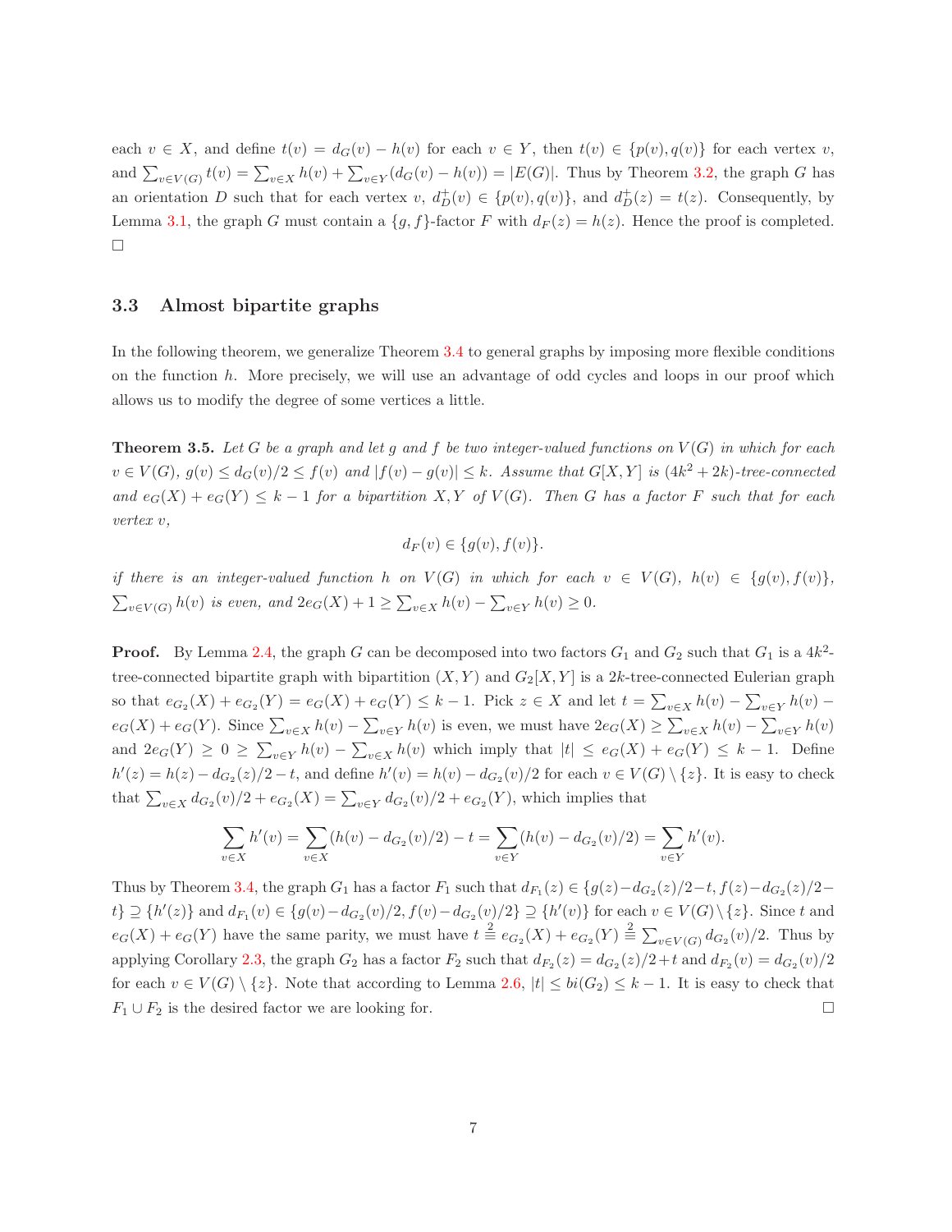each $v \in X$, and define $t(v) = d_G(v) - h(v)$ for each $v \in Y$, then $t(v) \in \{p(v), q(v)\}$ for each vertex $v$, and $\sum_{v\in V(G)} t(v) = \sum_{v\in X} h(v) + \sum_{v\in Y}(d_G(v) - h(v)) = |E(G)|$. Thus by Theorem 3.2, the graph $G$ has an orientation $D$ such that for each vertex $v$, $d^+_D(v) \in \{p(v), q(v)\}$, and $d^+_D(z) = t(z)$. Consequently, by Lemma 3.1, the graph $G$ must contain a $\{g, f\}$-factor $F$ with $d_F(z) = h(z)$. Hence the proof is completed. □

### 3.3 Almost bipartite graphs

In the following theorem, we generalize Theorem 3.4 to general graphs by imposing more flexible conditions on the function $h$. More precisely, we will use an advantage of odd cycles and loops in our proof which allows us to modify the degree of some vertices a little.

**Theorem 3.5.** *Let $G$ be a graph and let $g$ and $f$ be two integer-valued functions on $V(G)$ in which for each $v \in V(G)$, $g(v) \le d_G(v)/2 \le f(v)$ and $|f(v) - g(v)| \le k$. Assume that $G[X, Y]$ is $(4k^2 + 2k)$-tree-connected and $e_G(X) + e_G(Y) \le k - 1$ for a bipartition $X, Y$ of $V(G)$. Then $G$ has a factor $F$ such that for each vertex $v$,*

$$d_F(v) \in \{g(v), f(v)\}.$$

*if there is an integer-valued function $h$ on $V(G)$ in which for each $v \in V(G)$, $h(v) \in \{g(v), f(v)\}$, $\sum_{v\in V(G)} h(v)$ is even, and $2e_G(X) + 1 \ge \sum_{v\in X} h(v) - \sum_{v\in Y} h(v) \ge 0$.*

**Proof.** By Lemma 2.4, the graph $G$ can be decomposed into two factors $G_1$ and $G_2$ such that $G_1$ is a $4k^2$-tree-connected bipartite graph with bipartition $(X, Y)$ and $G_2[X, Y]$ is a $2k$-tree-connected Eulerian graph so that $e_{G_2}(X) + e_{G_2}(Y) = e_G(X) + e_G(Y) \le k - 1$. Pick $z \in X$ and let $t = \sum_{v\in X} h(v) - \sum_{v\in Y} h(v) - e_G(X) + e_G(Y)$. Since $\sum_{v\in X} h(v) - \sum_{v\in Y} h(v)$ is even, we must have $2e_G(X) \ge \sum_{v\in X} h(v) - \sum_{v\in Y} h(v)$ and $2e_G(Y) \ge 0 \ge \sum_{v\in Y} h(v) - \sum_{v\in X} h(v)$ which imply that $|t| \le e_G(X) + e_G(Y) \le k - 1$. Define $h'(z) = h(z) - d_{G_2}(z)/2 - t$, and define $h'(v) = h(v) - d_{G_2}(v)/2$ for each $v \in V(G) \setminus \{z\}$. It is easy to check that $\sum_{v\in X} d_{G_2}(v)/2 + e_{G_2}(X) = \sum_{v\in Y} d_{G_2}(v)/2 + e_{G_2}(Y)$, which implies that

$$\sum_{v\in X} h'(v) = \sum_{v\in X}(h(v) - d_{G_2}(v)/2) - t = \sum_{v\in Y}(h(v) - d_{G_2}(v)/2) = \sum_{v\in Y} h'(v).$$

Thus by Theorem 3.4, the graph $G_1$ has a factor $F_1$ such that $d_{F_1}(z) \in \{g(z) - d_{G_2}(z)/2 - t, f(z) - d_{G_2}(z)/2 - t\} \supseteq \{h'(z)\}$ and $d_{F_1}(v) \in \{g(v) - d_{G_2}(v)/2, f(v) - d_{G_2}(v)/2\} \supseteq \{h'(v)\}$ for each $v \in V(G) \setminus \{z\}$. Since $t$ and $e_G(X) + e_G(Y)$ have the same parity, we must have $t \stackrel{2}{\equiv} e_{G_2}(X) + e_{G_2}(Y) \stackrel{2}{\equiv} \sum_{v\in V(G)} d_{G_2}(v)/2$. Thus by applying Corollary 2.3, the graph $G_2$ has a factor $F_2$ such that $d_{F_2}(z) = d_{G_2}(z)/2 + t$ and $d_{F_2}(v) = d_{G_2}(v)/2$ for each $v \in V(G) \setminus \{z\}$. Note that according to Lemma 2.6, $|t| \le bi(G_2) \le k - 1$. It is easy to check that $F_1 \cup F_2$ is the desired factor we are looking for. □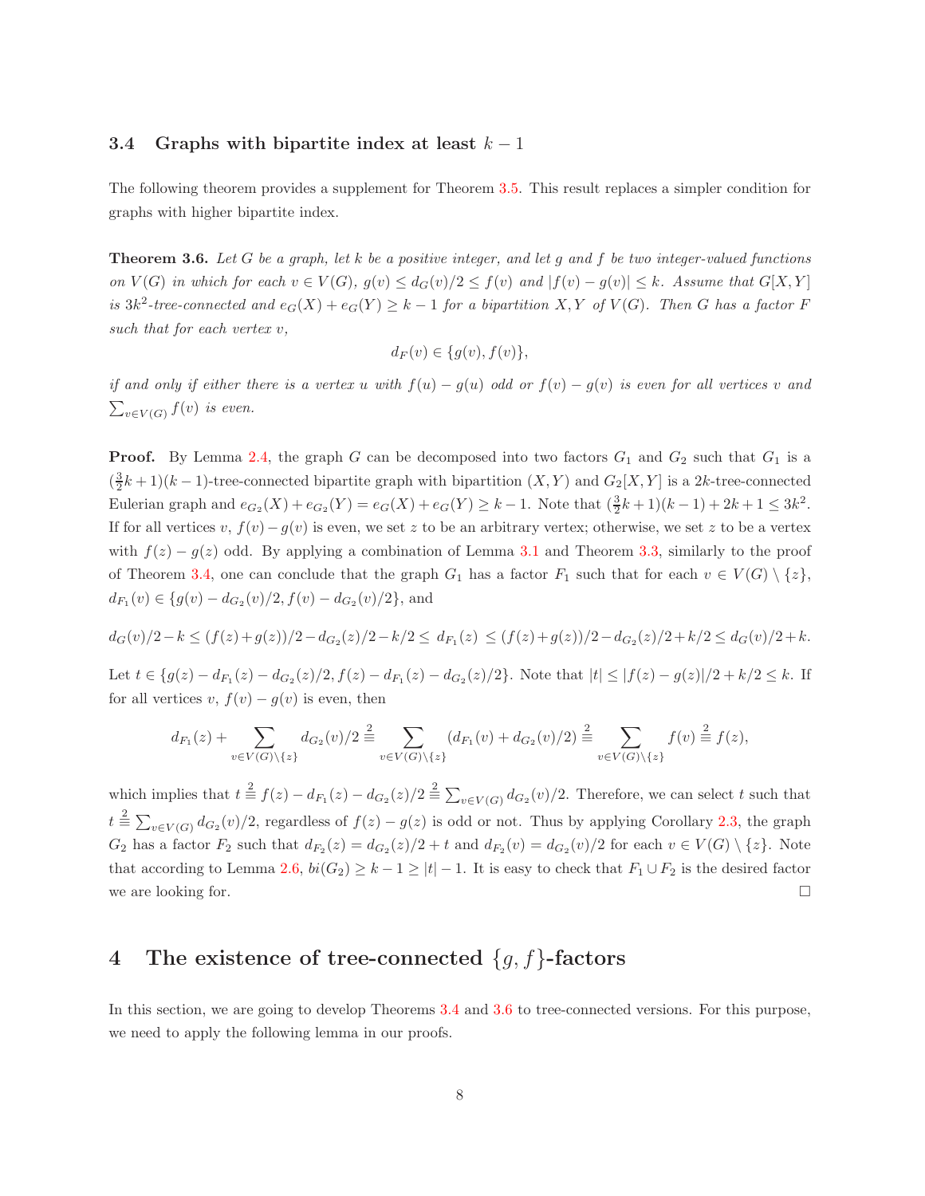### 3.4 Graphs with bipartite index at least $k-1$

The following theorem provides a supplement for Theorem 3.5. This result replaces a simpler condition for graphs with higher bipartite index.

**Theorem 3.6.** *Let $G$ be a graph, let $k$ be a positive integer, and let $g$ and $f$ be two integer-valued functions on $V(G)$ in which for each $v \in V(G)$, $g(v) \le d_G(v)/2 \le f(v)$ and $|f(v) - g(v)| \le k$. Assume that $G[X,Y]$ is $3k^2$-tree-connected and $e_G(X) + e_G(Y) \ge k-1$ for a bipartition $X, Y$ of $V(G)$. Then $G$ has a factor $F$ such that for each vertex $v$,*

$$d_F(v) \in \{g(v), f(v)\},$$

*if and only if either there is a vertex $u$ with $f(u) - g(u)$ odd or $f(v) - g(v)$ is even for all vertices $v$ and $\sum_{v \in V(G)} f(v)$ is even.*

**Proof.** By Lemma 2.4, the graph $G$ can be decomposed into two factors $G_1$ and $G_2$ such that $G_1$ is a $(\frac{3}{2}k+1)(k-1)$-tree-connected bipartite graph with bipartition $(X,Y)$ and $G_2[X,Y]$ is a $2k$-tree-connected Eulerian graph and $e_{G_2}(X) + e_{G_2}(Y) = e_G(X) + e_G(Y) \ge k-1$. Note that $(\frac{3}{2}k+1)(k-1) + 2k + 1 \le 3k^2$. If for all vertices $v$, $f(v) - g(v)$ is even, we set $z$ to be an arbitrary vertex; otherwise, we set $z$ to be a vertex with $f(z) - g(z)$ odd. By applying a combination of Lemma 3.1 and Theorem 3.3, similarly to the proof of Theorem 3.4, one can conclude that the graph $G_1$ has a factor $F_1$ such that for each $v \in V(G) \setminus \{z\}$, $d_{F_1}(v) \in \{g(v) - d_{G_2}(v)/2, f(v) - d_{G_2}(v)/2\}$, and

$$d_G(v)/2 - k \le (f(z)+g(z))/2 - d_{G_2}(z)/2 - k/2 \le \; d_{F_1}(z) \; \le (f(z)+g(z))/2 - d_{G_2}(z)/2 + k/2 \le d_G(v)/2 + k.$$

Let $t \in \{g(z) - d_{F_1}(z) - d_{G_2}(z)/2, f(z) - d_{F_1}(z) - d_{G_2}(z)/2\}$. Note that $|t| \le |f(z) - g(z)|/2 + k/2 \le k$. If for all vertices $v$, $f(v) - g(v)$ is even, then

$$d_{F_1}(z) + \sum_{v \in V(G) \setminus \{z\}} d_{G_2}(v)/2 \stackrel{2}{\equiv} \sum_{v \in V(G) \setminus \{z\}} (d_{F_1}(v) + d_{G_2}(v)/2) \stackrel{2}{\equiv} \sum_{v \in V(G) \setminus \{z\}} f(v) \stackrel{2}{\equiv} f(z),$$

which implies that $t \stackrel{2}{\equiv} f(z) - d_{F_1}(z) - d_{G_2}(z)/2 \stackrel{2}{\equiv} \sum_{v \in V(G)} d_{G_2}(v)/2$. Therefore, we can select $t$ such that $t \stackrel{2}{\equiv} \sum_{v \in V(G)} d_{G_2}(v)/2$, regardless of $f(z) - g(z)$ is odd or not. Thus by applying Corollary 2.3, the graph $G_2$ has a factor $F_2$ such that $d_{F_2}(z) = d_{G_2}(z)/2 + t$ and $d_{F_2}(v) = d_{G_2}(v)/2$ for each $v \in V(G) \setminus \{z\}$. Note that according to Lemma 2.6, $bi(G_2) \ge k - 1 \ge |t| - 1$. It is easy to check that $F_1 \cup F_2$ is the desired factor we are looking for. □

## 4 The existence of tree-connected $\{g,f\}$-factors

In this section, we are going to develop Theorems 3.4 and 3.6 to tree-connected versions. For this purpose, we need to apply the following lemma in our proofs.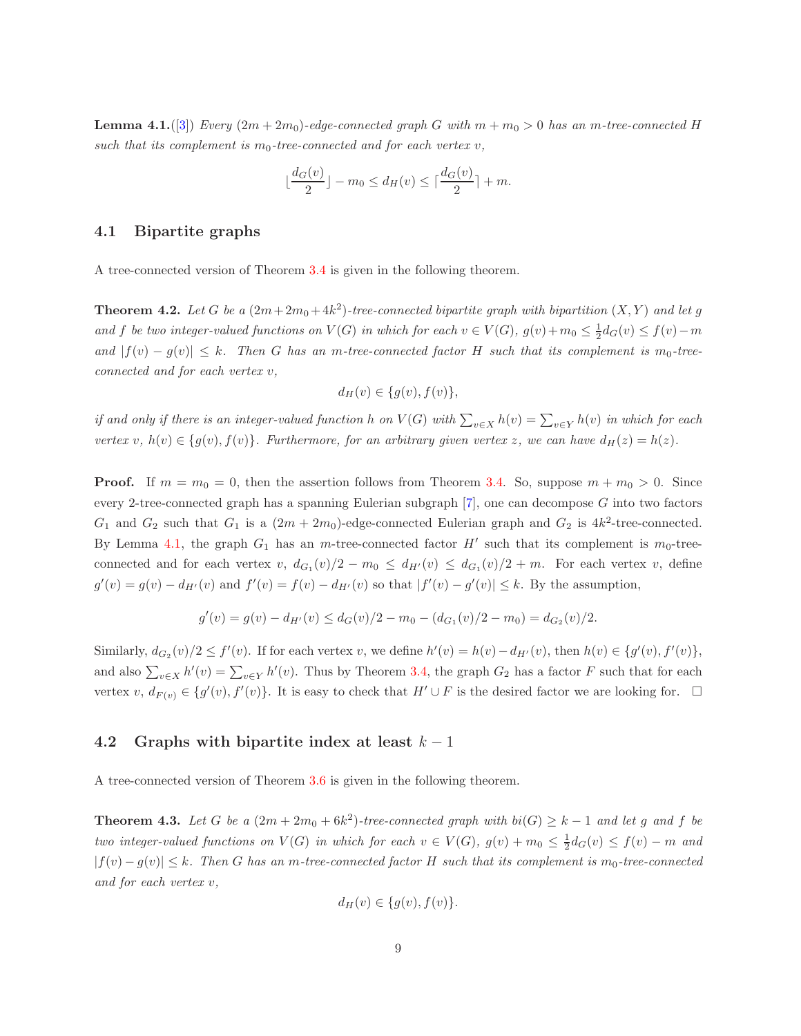**Lemma 4.1.**([3]) *Every $(2m+2m_0)$-edge-connected graph $G$ with $m+m_0>0$ has an $m$-tree-connected $H$ such that its complement is $m_0$-tree-connected and for each vertex $v$,*

$$\lfloor\frac{d_G(v)}{2}\rfloor - m_0 \le d_H(v) \le \lceil\frac{d_G(v)}{2}\rceil + m.$$

## 4.1 Bipartite graphs

A tree-connected version of Theorem 3.4 is given in the following theorem.

**Theorem 4.2.** *Let $G$ be a $(2m+2m_0+4k^2)$-tree-connected bipartite graph with bipartition $(X,Y)$ and let $g$ and $f$ be two integer-valued functions on $V(G)$ in which for each $v\in V(G)$, $g(v)+m_0 \le \frac{1}{2}d_G(v) \le f(v)-m$ and $|f(v)-g(v)|\le k$. Then $G$ has an $m$-tree-connected factor $H$ such that its complement is $m_0$-tree-connected and for each vertex $v$,*

$$d_H(v)\in\{g(v),f(v)\},$$

*if and only if there is an integer-valued function $h$ on $V(G)$ with $\sum_{v\in X}h(v)=\sum_{v\in Y}h(v)$ in which for each vertex $v$, $h(v)\in\{g(v),f(v)\}$. Furthermore, for an arbitrary given vertex $z$, we can have $d_H(z)=h(z)$.*

**Proof.** If $m=m_0=0$, then the assertion follows from Theorem 3.4. So, suppose $m+m_0>0$. Since every 2-tree-connected graph has a spanning Eulerian subgraph [7], one can decompose $G$ into two factors $G_1$ and $G_2$ such that $G_1$ is a $(2m+2m_0)$-edge-connected Eulerian graph and $G_2$ is $4k^2$-tree-connected. By Lemma 4.1, the graph $G_1$ has an $m$-tree-connected factor $H'$ such that its complement is $m_0$-tree-connected and for each vertex $v$, $d_{G_1}(v)/2-m_0 \le d_{H'}(v) \le d_{G_1}(v)/2+m$. For each vertex $v$, define $g'(v)=g(v)-d_{H'}(v)$ and $f'(v)=f(v)-d_{H'}(v)$ so that $|f'(v)-g'(v)|\le k$. By the assumption,

$$g'(v)=g(v)-d_{H'}(v)\le d_G(v)/2-m_0-(d_{G_1}(v)/2-m_0)=d_{G_2}(v)/2.$$

Similarly, $d_{G_2}(v)/2\le f'(v)$. If for each vertex $v$, we define $h'(v)=h(v)-d_{H'}(v)$, then $h(v)\in\{g'(v),f'(v)\}$, and also $\sum_{v\in X}h'(v)=\sum_{v\in Y}h'(v)$. Thus by Theorem 3.4, the graph $G_2$ has a factor $F$ such that for each vertex $v$, $d_{F(v)}\in\{g'(v),f'(v)\}$. It is easy to check that $H'\cup F$ is the desired factor we are looking for. □

## 4.2 Graphs with bipartite index at least $k-1$

A tree-connected version of Theorem 3.6 is given in the following theorem.

**Theorem 4.3.** *Let $G$ be a $(2m+2m_0+6k^2)$-tree-connected graph with $bi(G)\ge k-1$ and let $g$ and $f$ be two integer-valued functions on $V(G)$ in which for each $v\in V(G)$, $g(v)+m_0\le\frac{1}{2}d_G(v)\le f(v)-m$ and $|f(v)-g(v)|\le k$. Then $G$ has an $m$-tree-connected factor $H$ such that its complement is $m_0$-tree-connected and for each vertex $v$,*

$$d_H(v)\in\{g(v),f(v)\}.$$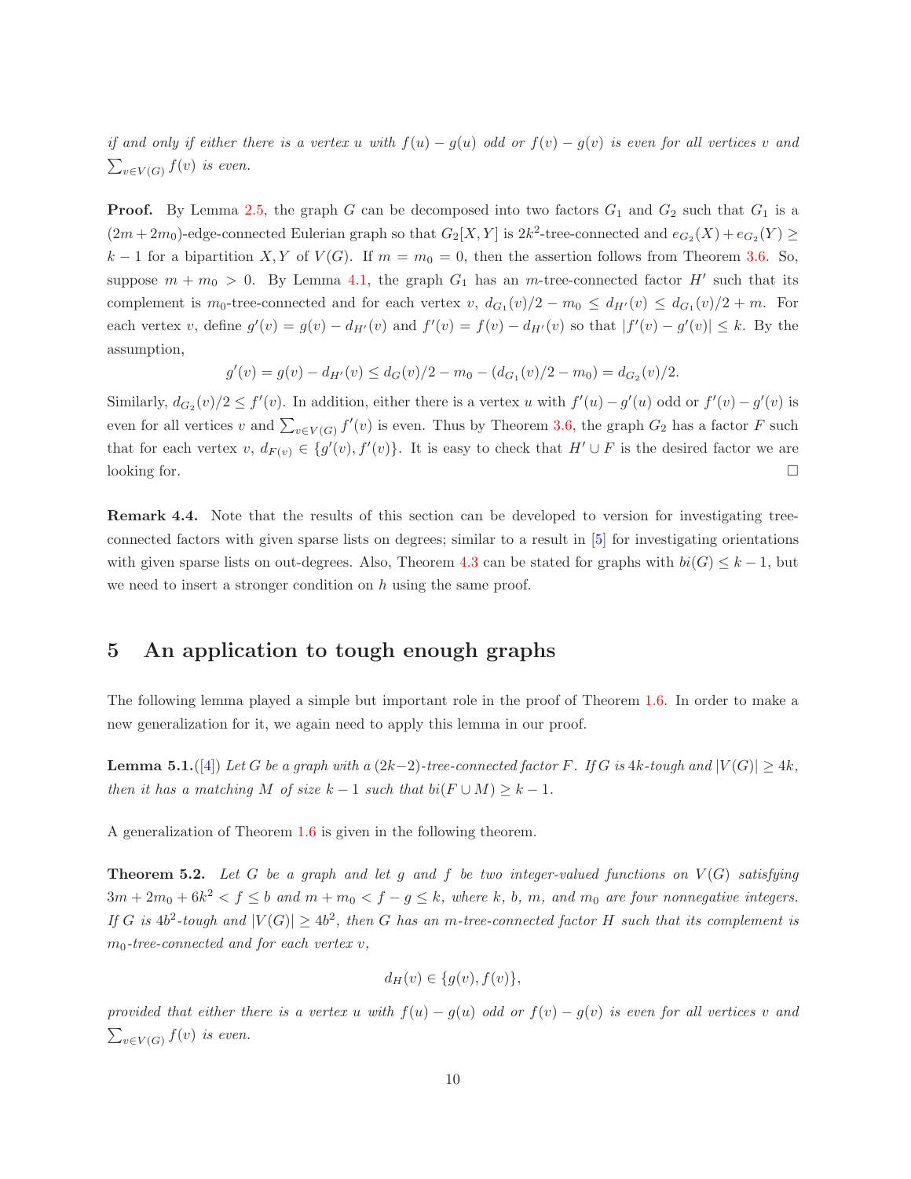*if and only if either there is a vertex $u$ with $f(u) - g(u)$ odd or $f(v) - g(v)$ is even for all vertices $v$ and $\sum_{v\in V(G)} f(v)$ is even.*

**Proof.** By Lemma 2.5, the graph $G$ can be decomposed into two factors $G_1$ and $G_2$ such that $G_1$ is a $(2m+2m_0)$-edge-connected Eulerian graph so that $G_2[X,Y]$ is $2k^2$-tree-connected and $e_{G_2}(X)+e_{G_2}(Y) \geq k-1$ for a bipartition $X,Y$ of $V(G)$. If $m = m_0 = 0$, then the assertion follows from Theorem 3.6. So, suppose $m + m_0 > 0$. By Lemma 4.1, the graph $G_1$ has an $m$-tree-connected factor $H'$ such that its complement is $m_0$-tree-connected and for each vertex $v$, $d_{G_1}(v)/2 - m_0 \leq d_{H'}(v) \leq d_{G_1}(v)/2 + m$. For each vertex $v$, define $g'(v) = g(v) - d_{H'}(v)$ and $f'(v) = f(v) - d_{H'}(v)$ so that $|f'(v) - g'(v)| \leq k$. By the assumption,

$$g'(v) = g(v) - d_{H'}(v) \leq d_G(v)/2 - m_0 - (d_{G_1}(v)/2 - m_0) = d_{G_2}(v)/2.$$

Similarly, $d_{G_2}(v)/2 \leq f'(v)$. In addition, either there is a vertex $u$ with $f'(u) - g'(u)$ odd or $f'(v) - g'(v)$ is even for all vertices $v$ and $\sum_{v\in V(G)} f'(v)$ is even. Thus by Theorem 3.6, the graph $G_2$ has a factor $F$ such that for each vertex $v$, $d_{F(v)} \in \{g'(v), f'(v)\}$. It is easy to check that $H' \cup F$ is the desired factor we are looking for. □

**Remark 4.4.** Note that the results of this section can be developed to version for investigating tree-connected factors with given sparse lists on degrees; similar to a result in [5] for investigating orientations with given sparse lists on out-degrees. Also, Theorem 4.3 can be stated for graphs with $bi(G) \leq k-1$, but we need to insert a stronger condition on $h$ using the same proof.

## 5 An application to tough enough graphs

The following lemma played a simple but important role in the proof of Theorem 1.6. In order to make a new generalization for it, we again need to apply this lemma in our proof.

**Lemma 5.1.**([4]) *Let $G$ be a graph with a $(2k-2)$-tree-connected factor $F$. If $G$ is $4k$-tough and $|V(G)| \geq 4k$, then it has a matching $M$ of size $k-1$ such that $bi(F \cup M) \geq k-1$.*

A generalization of Theorem 1.6 is given in the following theorem.

**Theorem 5.2.** *Let $G$ be a graph and let $g$ and $f$ be two integer-valued functions on $V(G)$ satisfying $3m + 2m_0 + 6k^2 < f \leq b$ and $m + m_0 < f - g \leq k$, where $k$, $b$, $m$, and $m_0$ are four nonnegative integers. If $G$ is $4b^2$-tough and $|V(G)| \geq 4b^2$, then $G$ has an $m$-tree-connected factor $H$ such that its complement is $m_0$-tree-connected and for each vertex $v$,*

$$d_H(v) \in \{g(v), f(v)\},$$

*provided that either there is a vertex $u$ with $f(u) - g(u)$ odd or $f(v) - g(v)$ is even for all vertices $v$ and $\sum_{v\in V(G)} f(v)$ is even.*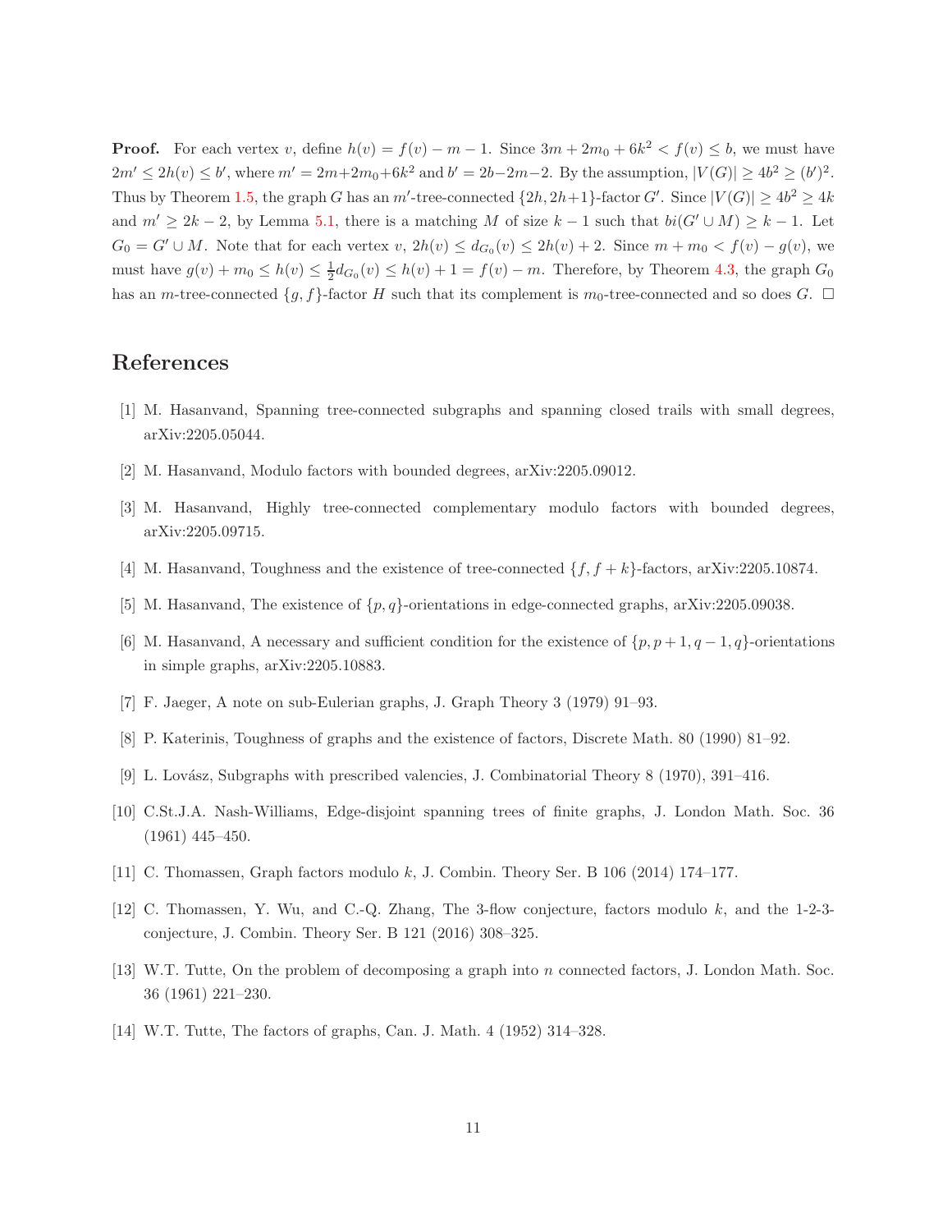**Proof.** For each vertex $v$, define $h(v) = f(v) - m - 1$. Since $3m + 2m_0 + 6k^2 < f(v) \le b$, we must have $2m' \le 2h(v) \le b'$, where $m' = 2m+2m_0+6k^2$ and $b' = 2b-2m-2$. By the assumption, $|V(G)| \ge 4b^2 \ge (b')^2$. Thus by Theorem 1.5, the graph $G$ has an $m'$-tree-connected $\{2h, 2h+1\}$-factor $G'$. Since $|V(G)| \ge 4b^2 \ge 4k$ and $m' \ge 2k - 2$, by Lemma 5.1, there is a matching $M$ of size $k-1$ such that $bi(G' \cup M) \ge k-1$. Let $G_0 = G' \cup M$. Note that for each vertex $v$, $2h(v) \le d_{G_0}(v) \le 2h(v) + 2$. Since $m + m_0 < f(v) - g(v)$, we must have $g(v) + m_0 \le h(v) \le \frac{1}{2} d_{G_0}(v) \le h(v) + 1 = f(v) - m$. Therefore, by Theorem 4.3, the graph $G_0$ has an $m$-tree-connected $\{g, f\}$-factor $H$ such that its complement is $m_0$-tree-connected and so does $G$. $\square$

# References

[1] M. Hasanvand, Spanning tree-connected subgraphs and spanning closed trails with small degrees, arXiv:2205.05044.

[2] M. Hasanvand, Modulo factors with bounded degrees, arXiv:2205.09012.

[3] M. Hasanvand, Highly tree-connected complementary modulo factors with bounded degrees, arXiv:2205.09715.

[4] M. Hasanvand, Toughness and the existence of tree-connected $\{f, f+k\}$-factors, arXiv:2205.10874.

[5] M. Hasanvand, The existence of $\{p, q\}$-orientations in edge-connected graphs, arXiv:2205.09038.

[6] M. Hasanvand, A necessary and sufficient condition for the existence of $\{p, p+1, q-1, q\}$-orientations in simple graphs, arXiv:2205.10883.

[7] F. Jaeger, A note on sub-Eulerian graphs, J. Graph Theory 3 (1979) 91–93.

[8] P. Katerinis, Toughness of graphs and the existence of factors, Discrete Math. 80 (1990) 81–92.

[9] L. Lovász, Subgraphs with prescribed valencies, J. Combinatorial Theory 8 (1970), 391–416.

[10] C.St.J.A. Nash-Williams, Edge-disjoint spanning trees of finite graphs, J. London Math. Soc. 36 (1961) 445–450.

[11] C. Thomassen, Graph factors modulo $k$, J. Combin. Theory Ser. B 106 (2014) 174–177.

[12] C. Thomassen, Y. Wu, and C.-Q. Zhang, The 3-flow conjecture, factors modulo $k$, and the 1-2-3-conjecture, J. Combin. Theory Ser. B 121 (2016) 308–325.

[13] W.T. Tutte, On the problem of decomposing a graph into $n$ connected factors, J. London Math. Soc. 36 (1961) 221–230.

[14] W.T. Tutte, The factors of graphs, Can. J. Math. 4 (1952) 314–328.